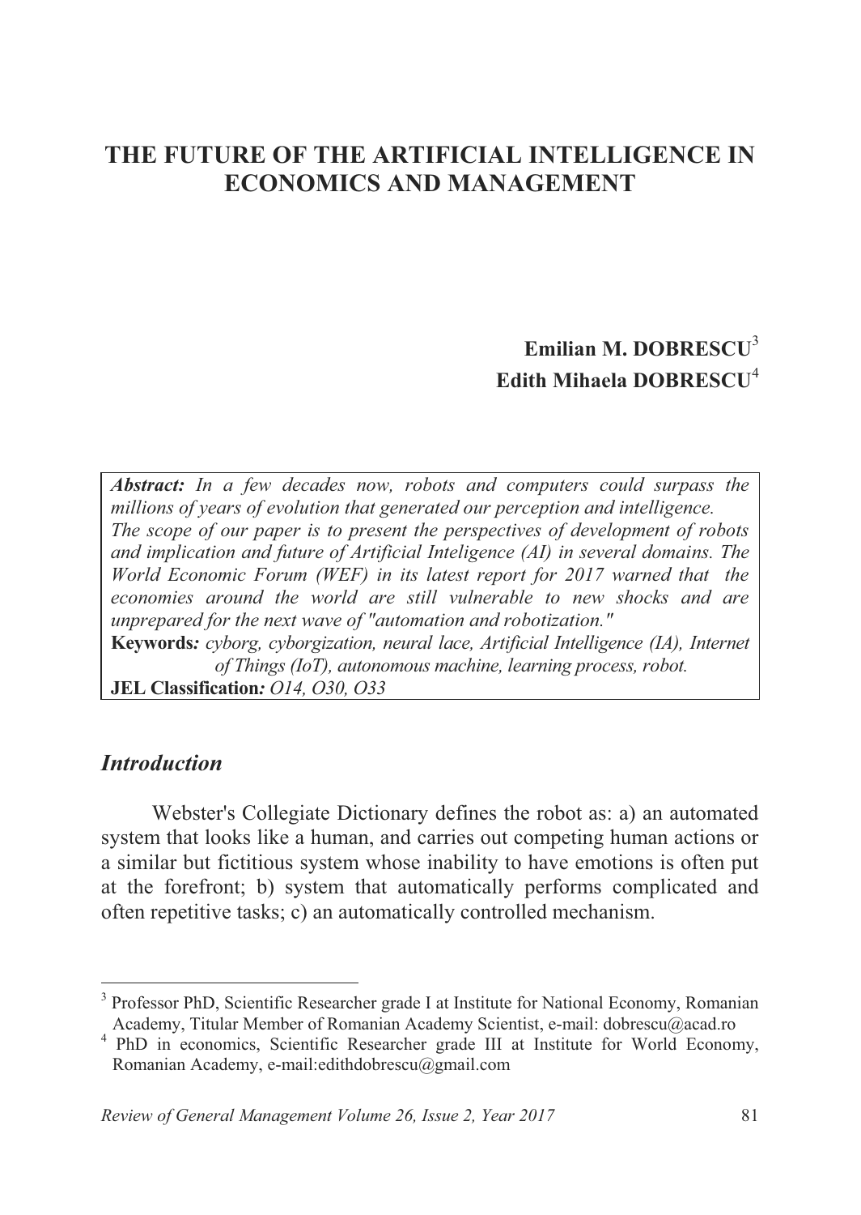# THE FUTURE OF THE ARTIFICIAL INTELLIGENCE IN ECONOMICS AND MANAGEMENT

**Emilian M. DOBRESCU**[3]
**Edith Mihaela DOBRESCU**[4]

***Abstract:*** *In a few decades now, robots and computers could surpass the millions of years of evolution that generated our perception and intelligence. The scope of our paper is to present the perspectives of development of robots and implication and future of Artificial Inteligence (AI) in several domains. The World Economic Forum (WEF) in its latest report for 2017 warned that the economies around the world are still vulnerable to new shocks and are unprepared for the next wave of "automation and robotization."*

**Keywords*:*** *cyborg, cyborgization, neural lace, Artificial Intelligence (IA), Internet of Things (IoT), autonomous machine, learning process, robot.*

**JEL Classification*:*** *O14, O30, O33*

## *Introduction*

Webster's Collegiate Dictionary defines the robot as: a) an automated system that looks like a human, and carries out competing human actions or a similar but fictitious system whose inability to have emotions is often put at the forefront; b) system that automatically performs complicated and often repetitive tasks; c) an automatically controlled mechanism.

---

[3] Professor PhD, Scientific Researcher grade I at Institute for National Economy, Romanian Academy, Titular Member of Romanian Academy Scientist, e-mail: dobrescu@acad.ro

[4] PhD in economics, Scientific Researcher grade III at Institute for World Economy, Romanian Academy, e-mail:edithdobrescu@gmail.com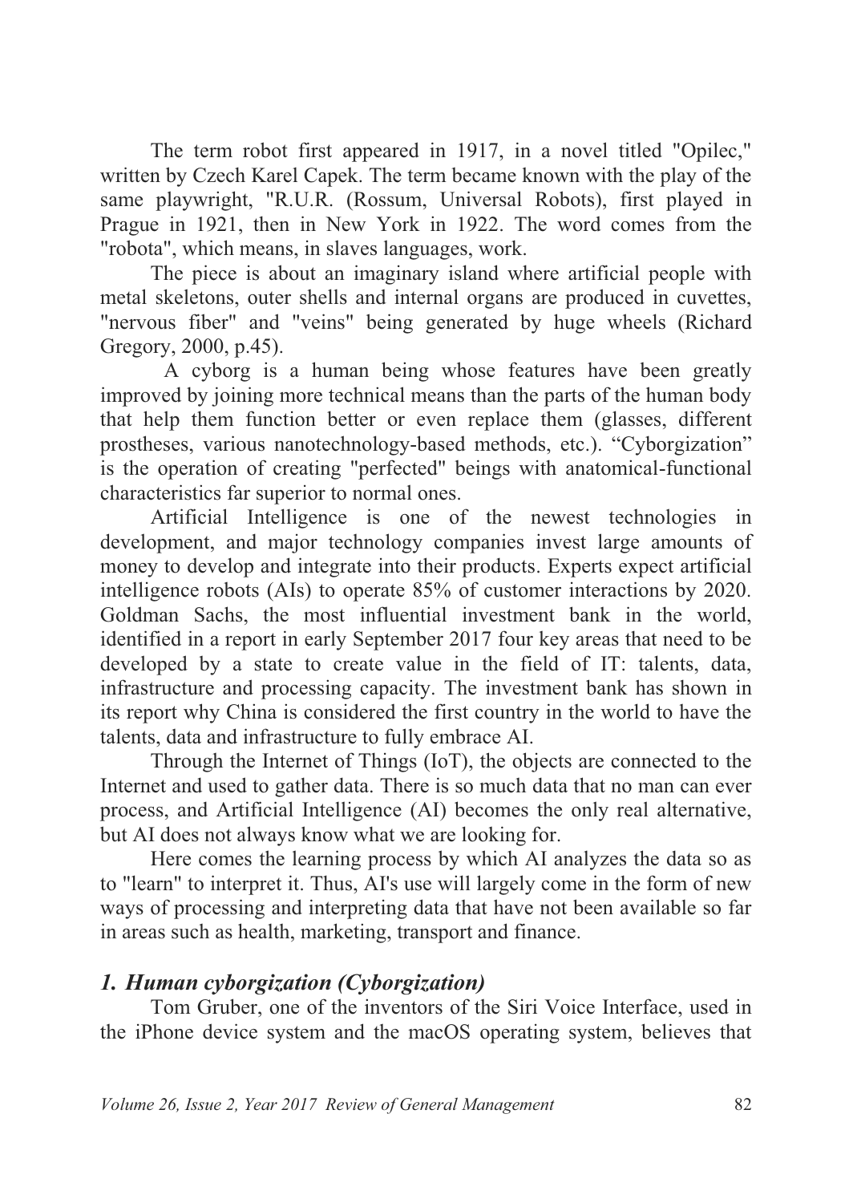The term robot first appeared in 1917, in a novel titled "Opilec," written by Czech Karel Capek. The term became known with the play of the same playwright, "R.U.R. (Rossum, Universal Robots), first played in Prague in 1921, then in New York in 1922. The word comes from the "robota", which means, in slaves languages, work.

The piece is about an imaginary island where artificial people with metal skeletons, outer shells and internal organs are produced in cuvettes, "nervous fiber" and "veins" being generated by huge wheels (Richard Gregory, 2000, p.45).

A cyborg is a human being whose features have been greatly improved by joining more technical means than the parts of the human body that help them function better or even replace them (glasses, different prostheses, various nanotechnology-based methods, etc.). "Cyborgization" is the operation of creating "perfected" beings with anatomical-functional characteristics far superior to normal ones.

Artificial Intelligence is one of the newest technologies in development, and major technology companies invest large amounts of money to develop and integrate into their products. Experts expect artificial intelligence robots (AIs) to operate 85% of customer interactions by 2020. Goldman Sachs, the most influential investment bank in the world, identified in a report in early September 2017 four key areas that need to be developed by a state to create value in the field of IT: talents, data, infrastructure and processing capacity. The investment bank has shown in its report why China is considered the first country in the world to have the talents, data and infrastructure to fully embrace AI.

Through the Internet of Things (IoT), the objects are connected to the Internet and used to gather data. There is so much data that no man can ever process, and Artificial Intelligence (AI) becomes the only real alternative, but AI does not always know what we are looking for.

Here comes the learning process by which AI analyzes the data so as to "learn" to interpret it. Thus, AI's use will largely come in the form of new ways of processing and interpreting data that have not been available so far in areas such as health, marketing, transport and finance.

## *1. Human cyborgization (Cyborgization)*

Tom Gruber, one of the inventors of the Siri Voice Interface, used in the iPhone device system and the macOS operating system, believes that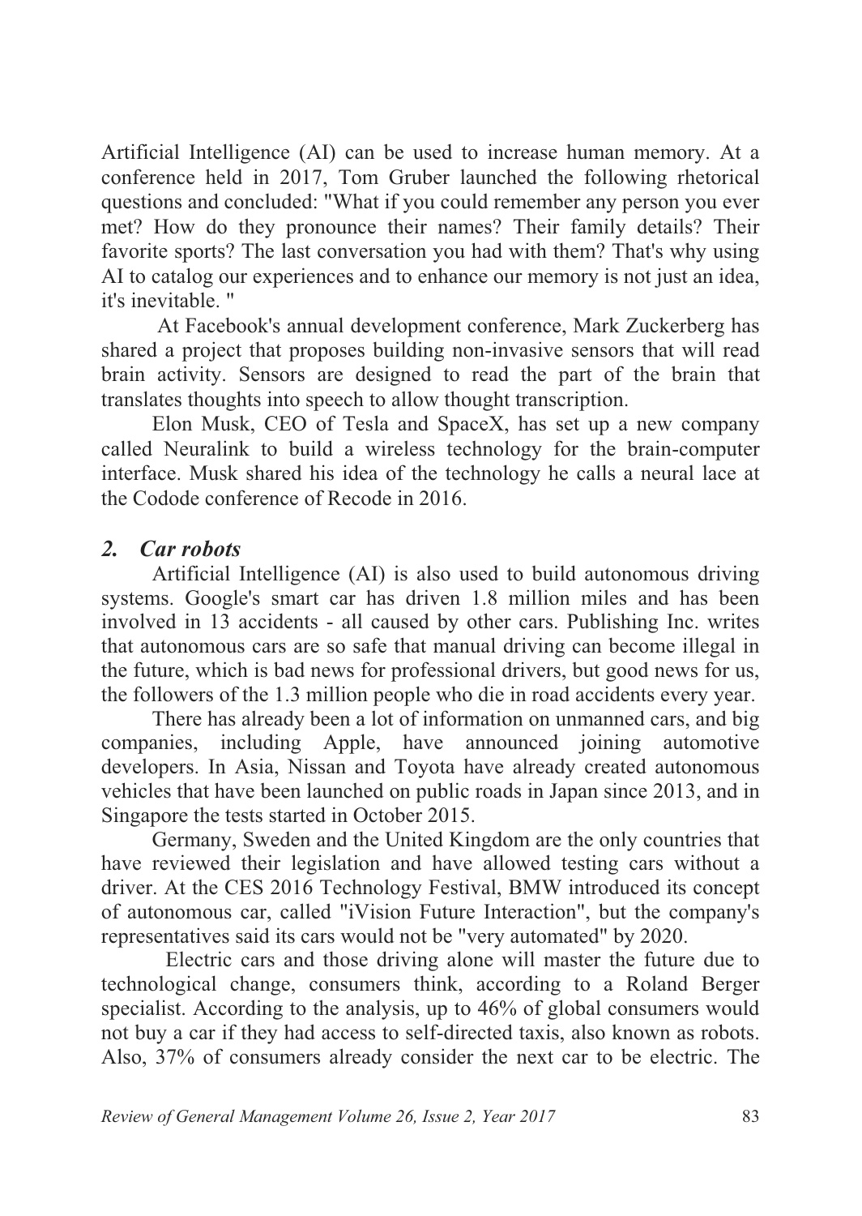Artificial Intelligence (AI) can be used to increase human memory. At a conference held in 2017, Tom Gruber launched the following rhetorical questions and concluded: "What if you could remember any person you ever met? How do they pronounce their names? Their family details? Their favorite sports? The last conversation you had with them? That's why using AI to catalog our experiences and to enhance our memory is not just an idea, it's inevitable. "

At Facebook's annual development conference, Mark Zuckerberg has shared a project that proposes building non-invasive sensors that will read brain activity. Sensors are designed to read the part of the brain that translates thoughts into speech to allow thought transcription.

Elon Musk, CEO of Tesla and SpaceX, has set up a new company called Neuralink to build a wireless technology for the brain-computer interface. Musk shared his idea of the technology he calls a neural lace at the Codode conference of Recode in 2016.

## *2. Car robots*

Artificial Intelligence (AI) is also used to build autonomous driving systems. Google's smart car has driven 1.8 million miles and has been involved in 13 accidents - all caused by other cars. Publishing Inc. writes that autonomous cars are so safe that manual driving can become illegal in the future, which is bad news for professional drivers, but good news for us, the followers of the 1.3 million people who die in road accidents every year.

There has already been a lot of information on unmanned cars, and big companies, including Apple, have announced joining automotive developers. In Asia, Nissan and Toyota have already created autonomous vehicles that have been launched on public roads in Japan since 2013, and in Singapore the tests started in October 2015.

Germany, Sweden and the United Kingdom are the only countries that have reviewed their legislation and have allowed testing cars without a driver. At the CES 2016 Technology Festival, BMW introduced its concept of autonomous car, called "iVision Future Interaction", but the company's representatives said its cars would not be "very automated" by 2020.

Electric cars and those driving alone will master the future due to technological change, consumers think, according to a Roland Berger specialist. According to the analysis, up to 46% of global consumers would not buy a car if they had access to self-directed taxis, also known as robots. Also, 37% of consumers already consider the next car to be electric. The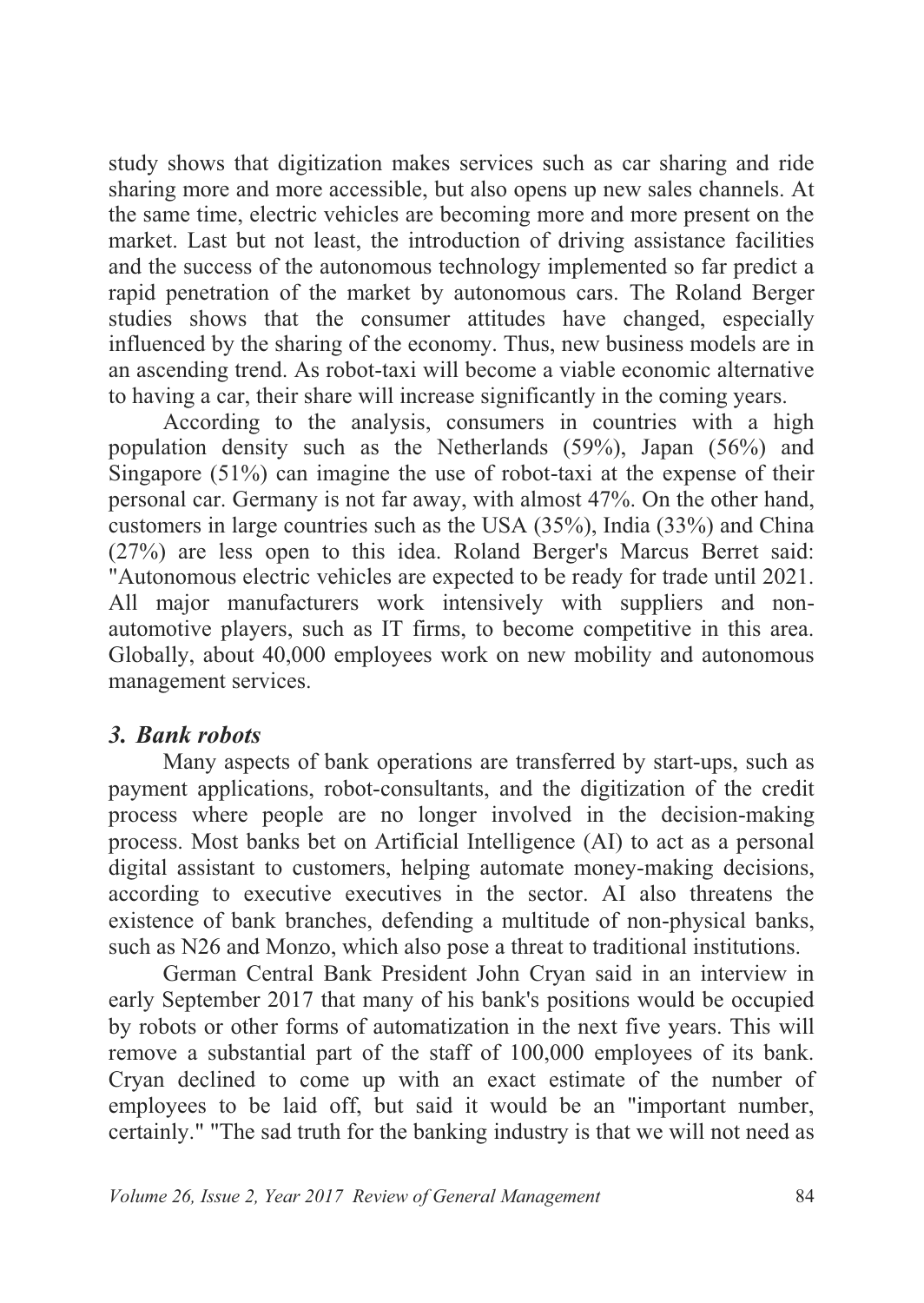study shows that digitization makes services such as car sharing and ride sharing more and more accessible, but also opens up new sales channels. At the same time, electric vehicles are becoming more and more present on the market. Last but not least, the introduction of driving assistance facilities and the success of the autonomous technology implemented so far predict a rapid penetration of the market by autonomous cars. The Roland Berger studies shows that the consumer attitudes have changed, especially influenced by the sharing of the economy. Thus, new business models are in an ascending trend. As robot-taxi will become a viable economic alternative to having a car, their share will increase significantly in the coming years.

According to the analysis, consumers in countries with a high population density such as the Netherlands (59%), Japan (56%) and Singapore (51%) can imagine the use of robot-taxi at the expense of their personal car. Germany is not far away, with almost 47%. On the other hand, customers in large countries such as the USA (35%), India (33%) and China (27%) are less open to this idea. Roland Berger's Marcus Berret said: "Autonomous electric vehicles are expected to be ready for trade until 2021. All major manufacturers work intensively with suppliers and non-automotive players, such as IT firms, to become competitive in this area. Globally, about 40,000 employees work on new mobility and autonomous management services.

### *3. Bank robots*

Many aspects of bank operations are transferred by start-ups, such as payment applications, robot-consultants, and the digitization of the credit process where people are no longer involved in the decision-making process. Most banks bet on Artificial Intelligence (AI) to act as a personal digital assistant to customers, helping automate money-making decisions, according to executive executives in the sector. AI also threatens the existence of bank branches, defending a multitude of non-physical banks, such as N26 and Monzo, which also pose a threat to traditional institutions.

German Central Bank President John Cryan said in an interview in early September 2017 that many of his bank's positions would be occupied by robots or other forms of automatization in the next five years. This will remove a substantial part of the staff of 100,000 employees of its bank. Cryan declined to come up with an exact estimate of the number of employees to be laid off, but said it would be an "important number, certainly." "The sad truth for the banking industry is that we will not need as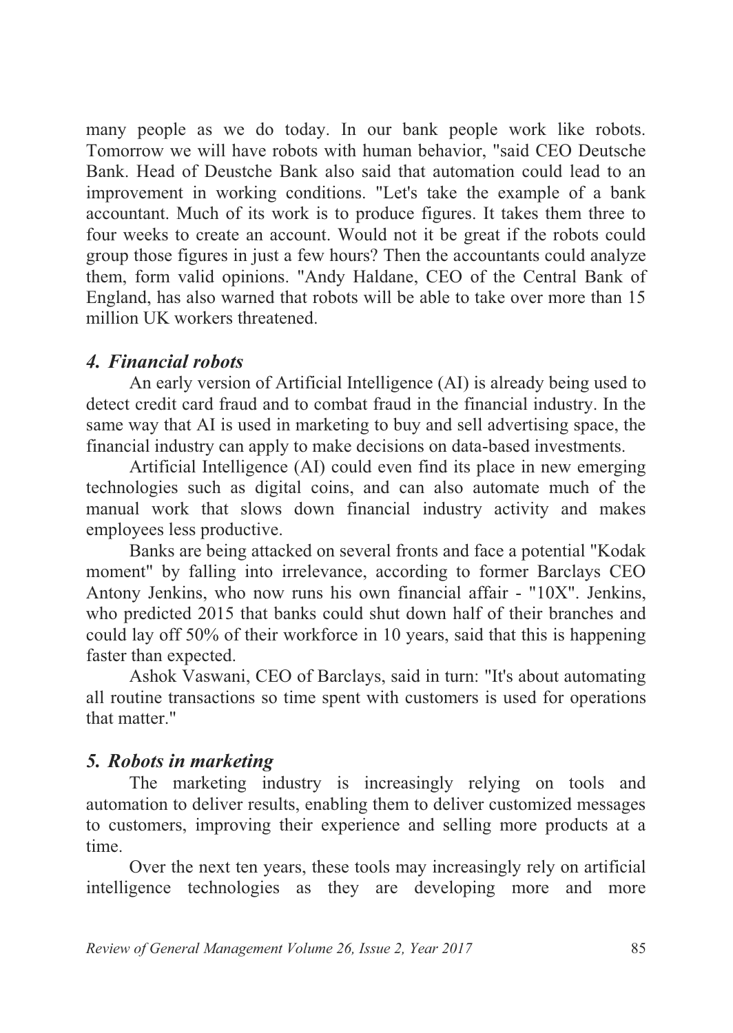many people as we do today. In our bank people work like robots. Tomorrow we will have robots with human behavior, "said CEO Deutsche Bank. Head of Deustche Bank also said that automation could lead to an improvement in working conditions. "Let's take the example of a bank accountant. Much of its work is to produce figures. It takes them three to four weeks to create an account. Would not it be great if the robots could group those figures in just a few hours? Then the accountants could analyze them, form valid opinions. "Andy Haldane, CEO of the Central Bank of England, has also warned that robots will be able to take over more than 15 million UK workers threatened.

### *4. Financial robots*

An early version of Artificial Intelligence (AI) is already being used to detect credit card fraud and to combat fraud in the financial industry. In the same way that AI is used in marketing to buy and sell advertising space, the financial industry can apply to make decisions on data-based investments.

Artificial Intelligence (AI) could even find its place in new emerging technologies such as digital coins, and can also automate much of the manual work that slows down financial industry activity and makes employees less productive.

Banks are being attacked on several fronts and face a potential "Kodak moment" by falling into irrelevance, according to former Barclays CEO Antony Jenkins, who now runs his own financial affair - "10X". Jenkins, who predicted 2015 that banks could shut down half of their branches and could lay off 50% of their workforce in 10 years, said that this is happening faster than expected.

Ashok Vaswani, CEO of Barclays, said in turn: "It's about automating all routine transactions so time spent with customers is used for operations that matter."

### *5. Robots in marketing*

The marketing industry is increasingly relying on tools and automation to deliver results, enabling them to deliver customized messages to customers, improving their experience and selling more products at a time.

Over the next ten years, these tools may increasingly rely on artificial intelligence technologies as they are developing more and more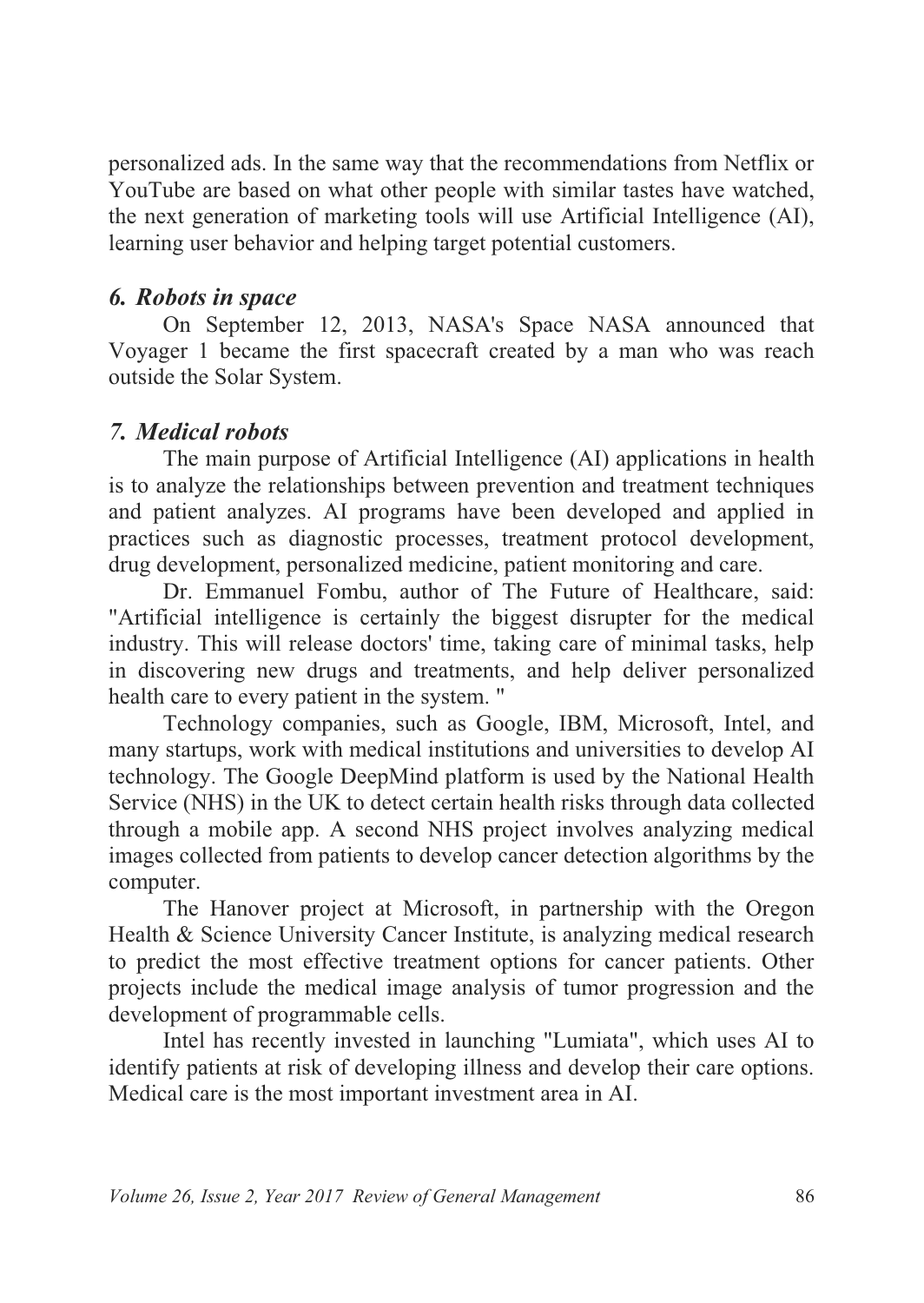personalized ads. In the same way that the recommendations from Netflix or YouTube are based on what other people with similar tastes have watched, the next generation of marketing tools will use Artificial Intelligence (AI), learning user behavior and helping target potential customers.

### *6. Robots in space*

On September 12, 2013, NASA's Space NASA announced that Voyager 1 became the first spacecraft created by a man who was reach outside the Solar System.

### *7. Medical robots*

The main purpose of Artificial Intelligence (AI) applications in health is to analyze the relationships between prevention and treatment techniques and patient analyzes. AI programs have been developed and applied in practices such as diagnostic processes, treatment protocol development, drug development, personalized medicine, patient monitoring and care.

Dr. Emmanuel Fombu, author of The Future of Healthcare, said: "Artificial intelligence is certainly the biggest disrupter for the medical industry. This will release doctors' time, taking care of minimal tasks, help in discovering new drugs and treatments, and help deliver personalized health care to every patient in the system. "

Technology companies, such as Google, IBM, Microsoft, Intel, and many startups, work with medical institutions and universities to develop AI technology. The Google DeepMind platform is used by the National Health Service (NHS) in the UK to detect certain health risks through data collected through a mobile app. A second NHS project involves analyzing medical images collected from patients to develop cancer detection algorithms by the computer.

The Hanover project at Microsoft, in partnership with the Oregon Health & Science University Cancer Institute, is analyzing medical research to predict the most effective treatment options for cancer patients. Other projects include the medical image analysis of tumor progression and the development of programmable cells.

Intel has recently invested in launching "Lumiata", which uses AI to identify patients at risk of developing illness and develop their care options. Medical care is the most important investment area in AI.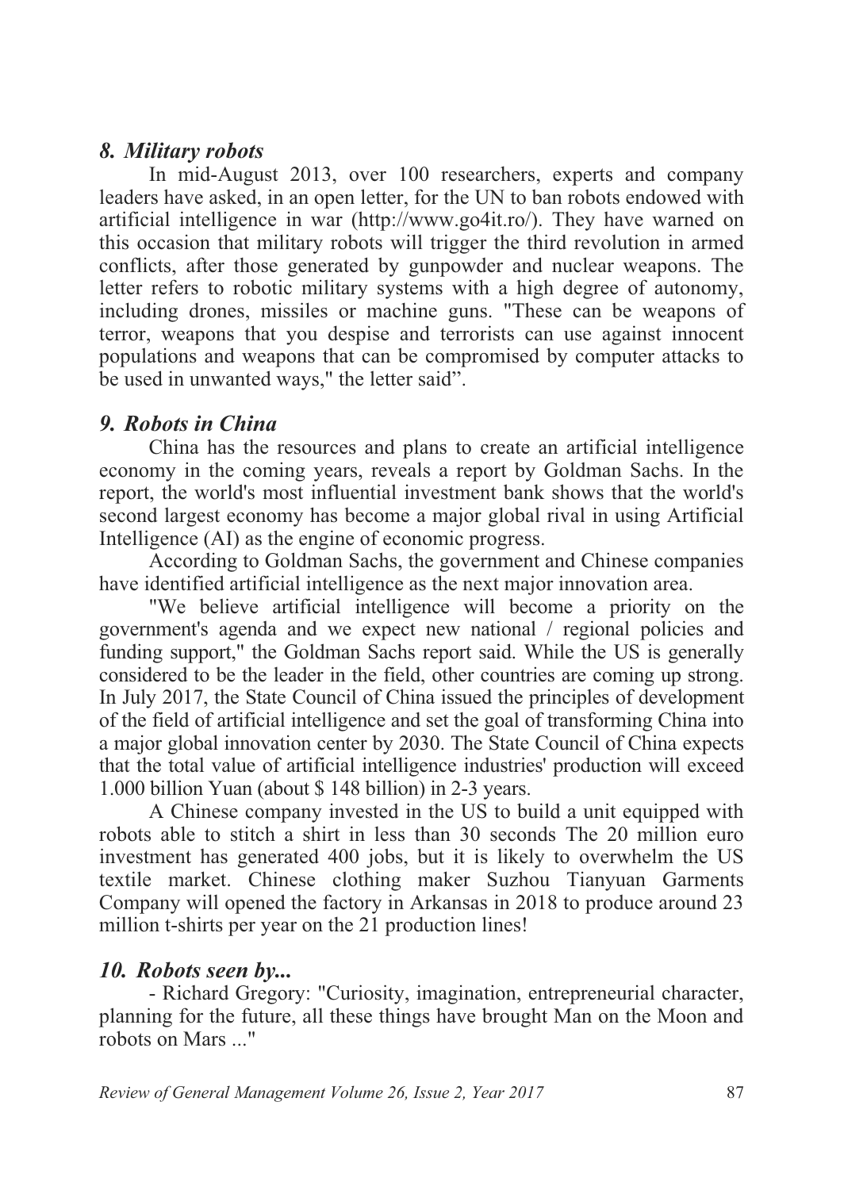### *8. Military robots*

In mid-August 2013, over 100 researchers, experts and company leaders have asked, in an open letter, for the UN to ban robots endowed with artificial intelligence in war (http://www.go4it.ro/). They have warned on this occasion that military robots will trigger the third revolution in armed conflicts, after those generated by gunpowder and nuclear weapons. The letter refers to robotic military systems with a high degree of autonomy, including drones, missiles or machine guns. "These can be weapons of terror, weapons that you despise and terrorists can use against innocent populations and weapons that can be compromised by computer attacks to be used in unwanted ways," the letter said".

### *9. Robots in China*

China has the resources and plans to create an artificial intelligence economy in the coming years, reveals a report by Goldman Sachs. In the report, the world's most influential investment bank shows that the world's second largest economy has become a major global rival in using Artificial Intelligence (AI) as the engine of economic progress.

According to Goldman Sachs, the government and Chinese companies have identified artificial intelligence as the next major innovation area.

"We believe artificial intelligence will become a priority on the government's agenda and we expect new national / regional policies and funding support," the Goldman Sachs report said. While the US is generally considered to be the leader in the field, other countries are coming up strong. In July 2017, the State Council of China issued the principles of development of the field of artificial intelligence and set the goal of transforming China into a major global innovation center by 2030. The State Council of China expects that the total value of artificial intelligence industries' production will exceed 1.000 billion Yuan (about $ 148 billion) in 2-3 years.

A Chinese company invested in the US to build a unit equipped with robots able to stitch a shirt in less than 30 seconds The 20 million euro investment has generated 400 jobs, but it is likely to overwhelm the US textile market. Chinese clothing maker Suzhou Tianyuan Garments Company will opened the factory in Arkansas in 2018 to produce around 23 million t-shirts per year on the 21 production lines!

### *10. Robots seen by...*

- Richard Gregory: "Curiosity, imagination, entrepreneurial character, planning for the future, all these things have brought Man on the Moon and robots on Mars ..."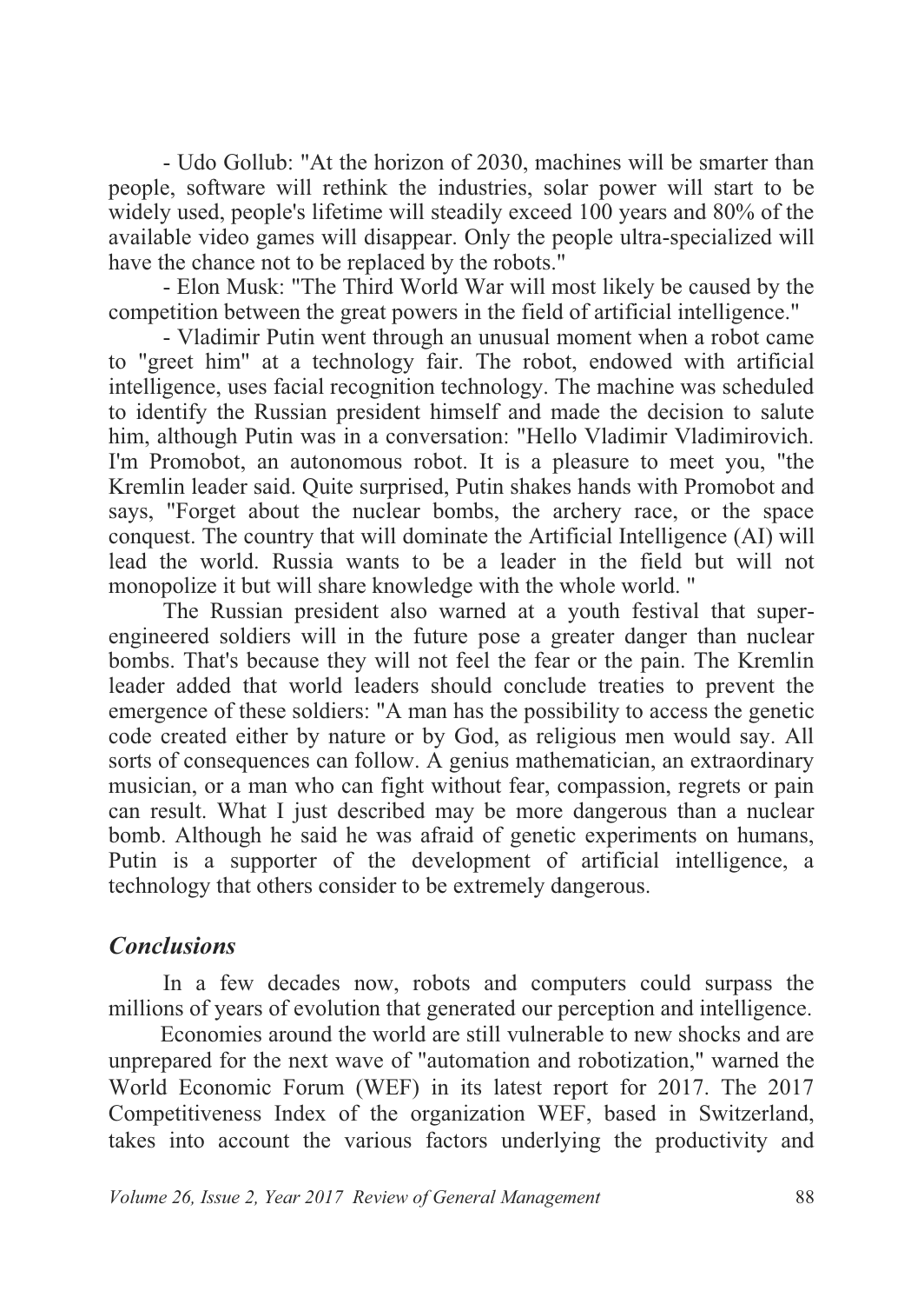- Udo Gollub: "At the horizon of 2030, machines will be smarter than people, software will rethink the industries, solar power will start to be widely used, people's lifetime will steadily exceed 100 years and 80% of the available video games will disappear. Only the people ultra-specialized will have the chance not to be replaced by the robots."

- Elon Musk: "The Third World War will most likely be caused by the competition between the great powers in the field of artificial intelligence."

- Vladimir Putin went through an unusual moment when a robot came to "greet him" at a technology fair. The robot, endowed with artificial intelligence, uses facial recognition technology. The machine was scheduled to identify the Russian president himself and made the decision to salute him, although Putin was in a conversation: "Hello Vladimir Vladimirovich. I'm Promobot, an autonomous robot. It is a pleasure to meet you, "the Kremlin leader said. Quite surprised, Putin shakes hands with Promobot and says, "Forget about the nuclear bombs, the archery race, or the space conquest. The country that will dominate the Artificial Intelligence (AI) will lead the world. Russia wants to be a leader in the field but will not monopolize it but will share knowledge with the whole world. "

The Russian president also warned at a youth festival that super-engineered soldiers will in the future pose a greater danger than nuclear bombs. That's because they will not feel the fear or the pain. The Kremlin leader added that world leaders should conclude treaties to prevent the emergence of these soldiers: "A man has the possibility to access the genetic code created either by nature or by God, as religious men would say. All sorts of consequences can follow. A genius mathematician, an extraordinary musician, or a man who can fight without fear, compassion, regrets or pain can result. What I just described may be more dangerous than a nuclear bomb. Although he said he was afraid of genetic experiments on humans, Putin is a supporter of the development of artificial intelligence, a technology that others consider to be extremely dangerous.

## *Conclusions*

In a few decades now, robots and computers could surpass the millions of years of evolution that generated our perception and intelligence.

Economies around the world are still vulnerable to new shocks and are unprepared for the next wave of "automation and robotization," warned the World Economic Forum (WEF) in its latest report for 2017. The 2017 Competitiveness Index of the organization WEF, based in Switzerland, takes into account the various factors underlying the productivity and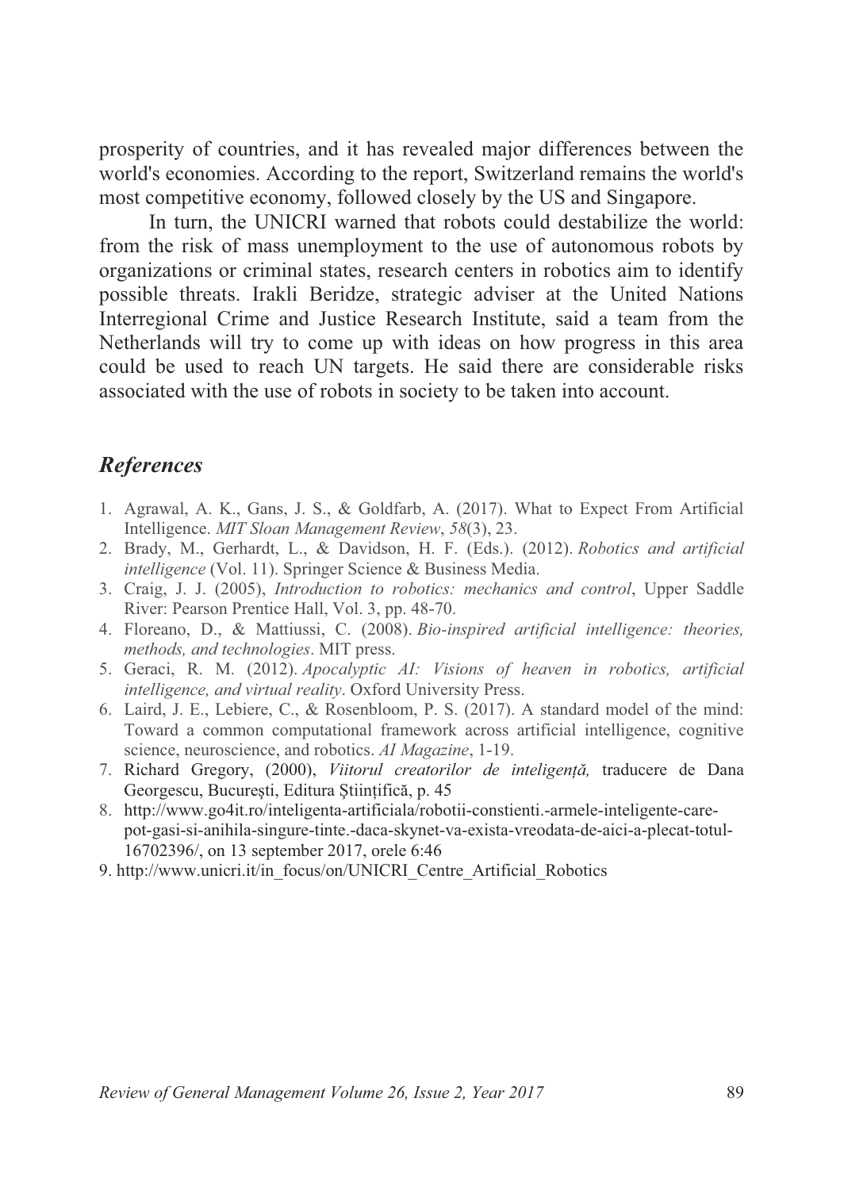prosperity of countries, and it has revealed major differences between the world's economies. According to the report, Switzerland remains the world's most competitive economy, followed closely by the US and Singapore.

In turn, the UNICRI warned that robots could destabilize the world: from the risk of mass unemployment to the use of autonomous robots by organizations or criminal states, research centers in robotics aim to identify possible threats. Irakli Beridze, strategic adviser at the United Nations Interregional Crime and Justice Research Institute, said a team from the Netherlands will try to come up with ideas on how progress in this area could be used to reach UN targets. He said there are considerable risks associated with the use of robots in society to be taken into account.

## *References*

1. Agrawal, A. K., Gans, J. S., & Goldfarb, A. (2017). What to Expect From Artificial Intelligence. *MIT Sloan Management Review*, *58*(3), 23.
2. Brady, M., Gerhardt, L., & Davidson, H. F. (Eds.). (2012). *Robotics and artificial intelligence* (Vol. 11). Springer Science & Business Media.
3. Craig, J. J. (2005), *Introduction to robotics: mechanics and control*, Upper Saddle River: Pearson Prentice Hall, Vol. 3, pp. 48-70.
4. Floreano, D., & Mattiussi, C. (2008). *Bio-inspired artificial intelligence: theories, methods, and technologies*. MIT press.
5. Geraci, R. M. (2012). *Apocalyptic AI: Visions of heaven in robotics, artificial intelligence, and virtual reality*. Oxford University Press.
6. Laird, J. E., Lebiere, C., & Rosenbloom, P. S. (2017). A standard model of the mind: Toward a common computational framework across artificial intelligence, cognitive science, neuroscience, and robotics. *AI Magazine*, 1-19.
7. Richard Gregory, (2000), *Viitorul creatorilor de inteligență,* traducere de Dana Georgescu, București, Editura Științifică, p. 45
8. http://www.go4it.ro/inteligenta-artificiala/robotii-constienti.-armele-inteligente-care-pot-gasi-si-anihila-singure-tinte.-daca-skynet-va-exista-vreodata-de-aici-a-plecat-totul-16702396/, on 13 september 2017, orele 6:46
9. http://www.unicri.it/in_focus/on/UNICRI_Centre_Artificial_Robotics